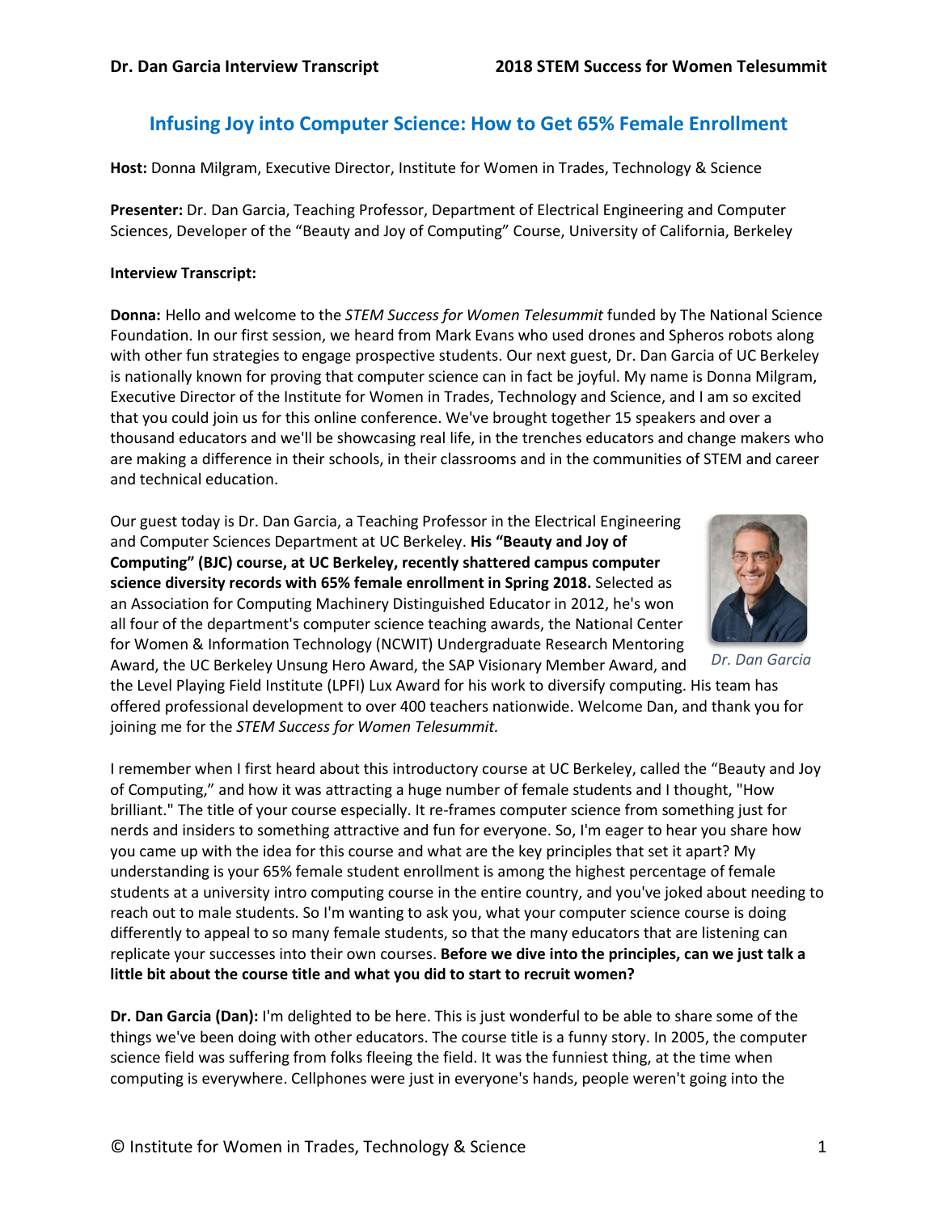# Infusing Joy into Computer Science: How to Get 65% Female Enrollment

**Host:** Donna Milgram, Executive Director, Institute for Women in Trades, Technology & Science

**Presenter:** Dr. Dan Garcia, Teaching Professor, Department of Electrical Engineering and Computer Sciences, Developer of the "Beauty and Joy of Computing" Course, University of California, Berkeley

**Interview Transcript:**

**Donna:** Hello and welcome to the *STEM Success for Women Telesummit* funded by The National Science Foundation. In our first session, we heard from Mark Evans who used drones and Spheros robots along with other fun strategies to engage prospective students. Our next guest, Dr. Dan Garcia of UC Berkeley is nationally known for proving that computer science can in fact be joyful. My name is Donna Milgram, Executive Director of the Institute for Women in Trades, Technology and Science, and I am so excited that you could join us for this online conference. We've brought together 15 speakers and over a thousand educators and we'll be showcasing real life, in the trenches educators and change makers who are making a difference in their schools, in their classrooms and in the communities of STEM and career and technical education.

Our guest today is Dr. Dan Garcia, a Teaching Professor in the Electrical Engineering and Computer Sciences Department at UC Berkeley. **His "Beauty and Joy of Computing" (BJC) course, at UC Berkeley, recently shattered campus computer science diversity records with 65% female enrollment in Spring 2018.** Selected as an Association for Computing Machinery Distinguished Educator in 2012, he's won all four of the department's computer science teaching awards, the National Center for Women & Information Technology (NCWIT) Undergraduate Research Mentoring Award, the UC Berkeley Unsung Hero Award, the SAP Visionary Member Award, and the Level Playing Field Institute (LPFI) Lux Award for his work to diversify computing. His team has offered professional development to over 400 teachers nationwide. Welcome Dan, and thank you for joining me for the *STEM Success for Women Telesummit.*

*Dr. Dan Garcia*

I remember when I first heard about this introductory course at UC Berkeley, called the "Beauty and Joy of Computing," and how it was attracting a huge number of female students and I thought, "How brilliant." The title of your course especially. It re-frames computer science from something just for nerds and insiders to something attractive and fun for everyone. So, I'm eager to hear you share how you came up with the idea for this course and what are the key principles that set it apart? My understanding is your 65% female student enrollment is among the highest percentage of female students at a university intro computing course in the entire country, and you've joked about needing to reach out to male students. So I'm wanting to ask you, what your computer science course is doing differently to appeal to so many female students, so that the many educators that are listening can replicate your successes into their own courses. **Before we dive into the principles, can we just talk a little bit about the course title and what you did to start to recruit women?**

**Dr. Dan Garcia (Dan):** I'm delighted to be here. This is just wonderful to be able to share some of the things we've been doing with other educators. The course title is a funny story. In 2005, the computer science field was suffering from folks fleeing the field. It was the funniest thing, at the time when computing is everywhere. Cellphones were just in everyone's hands, people weren't going into the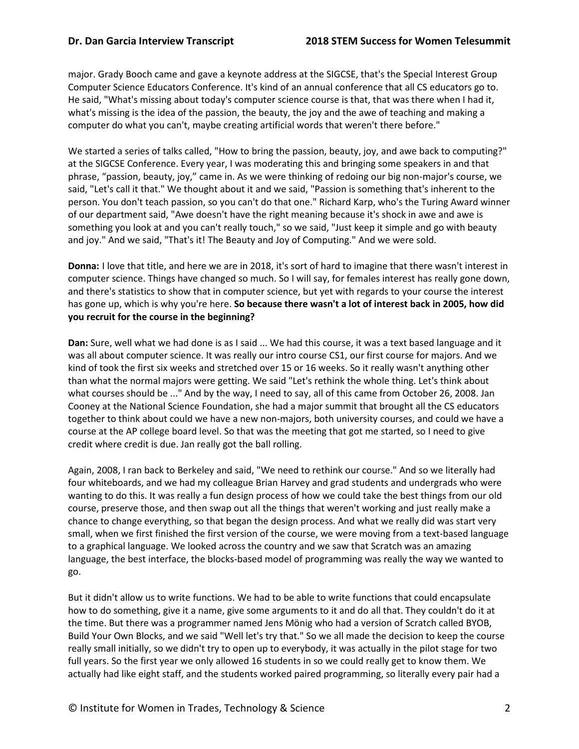major. Grady Booch came and gave a keynote address at the SIGCSE, that's the Special Interest Group Computer Science Educators Conference. It's kind of an annual conference that all CS educators go to. He said, "What's missing about today's computer science course is that, that was there when I had it, what's missing is the idea of the passion, the beauty, the joy and the awe of teaching and making a computer do what you can't, maybe creating artificial words that weren't there before."

We started a series of talks called, "How to bring the passion, beauty, joy, and awe back to computing?" at the SIGCSE Conference. Every year, I was moderating this and bringing some speakers in and that phrase, "passion, beauty, joy," came in. As we were thinking of redoing our big non-major's course, we said, "Let's call it that." We thought about it and we said, "Passion is something that's inherent to the person. You don't teach passion, so you can't do that one." Richard Karp, who's the Turing Award winner of our department said, "Awe doesn't have the right meaning because it's shock in awe and awe is something you look at and you can't really touch," so we said, "Just keep it simple and go with beauty and joy." And we said, "That's it! The Beauty and Joy of Computing." And we were sold.

**Donna:** I love that title, and here we are in 2018, it's sort of hard to imagine that there wasn't interest in computer science. Things have changed so much. So I will say, for females interest has really gone down, and there's statistics to show that in computer science, but yet with regards to your course the interest has gone up, which is why you're here. **So because there wasn't a lot of interest back in 2005, how did you recruit for the course in the beginning?**

**Dan:** Sure, well what we had done is as I said ... We had this course, it was a text based language and it was all about computer science. It was really our intro course CS1, our first course for majors. And we kind of took the first six weeks and stretched over 15 or 16 weeks. So it really wasn't anything other than what the normal majors were getting. We said "Let's rethink the whole thing. Let's think about what courses should be ..." And by the way, I need to say, all of this came from October 26, 2008. Jan Cooney at the National Science Foundation, she had a major summit that brought all the CS educators together to think about could we have a new non-majors, both university courses, and could we have a course at the AP college board level. So that was the meeting that got me started, so I need to give credit where credit is due. Jan really got the ball rolling.

Again, 2008, I ran back to Berkeley and said, "We need to rethink our course." And so we literally had four whiteboards, and we had my colleague Brian Harvey and grad students and undergrads who were wanting to do this. It was really a fun design process of how we could take the best things from our old course, preserve those, and then swap out all the things that weren't working and just really make a chance to change everything, so that began the design process. And what we really did was start very small, when we first finished the first version of the course, we were moving from a text-based language to a graphical language. We looked across the country and we saw that Scratch was an amazing language, the best interface, the blocks-based model of programming was really the way we wanted to go.

But it didn't allow us to write functions. We had to be able to write functions that could encapsulate how to do something, give it a name, give some arguments to it and do all that. They couldn't do it at the time. But there was a programmer named Jens Mönig who had a version of Scratch called BYOB, Build Your Own Blocks, and we said "Well let's try that." So we all made the decision to keep the course really small initially, so we didn't try to open up to everybody, it was actually in the pilot stage for two full years. So the first year we only allowed 16 students in so we could really get to know them. We actually had like eight staff, and the students worked paired programming, so literally every pair had a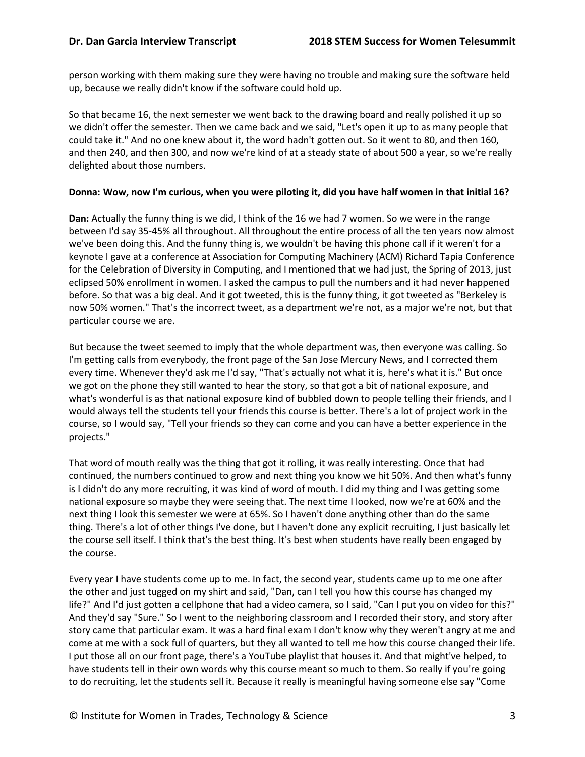person working with them making sure they were having no trouble and making sure the software held up, because we really didn't know if the software could hold up.

So that became 16, the next semester we went back to the drawing board and really polished it up so we didn't offer the semester. Then we came back and we said, "Let's open it up to as many people that could take it." And no one knew about it, the word hadn't gotten out. So it went to 80, and then 160, and then 240, and then 300, and now we're kind of at a steady state of about 500 a year, so we're really delighted about those numbers.

**Donna: Wow, now I'm curious, when you were piloting it, did you have half women in that initial 16?**

**Dan:** Actually the funny thing is we did, I think of the 16 we had 7 women. So we were in the range between I'd say 35-45% all throughout. All throughout the entire process of all the ten years now almost we've been doing this. And the funny thing is, we wouldn't be having this phone call if it weren't for a keynote I gave at a conference at Association for Computing Machinery (ACM) Richard Tapia Conference for the Celebration of Diversity in Computing, and I mentioned that we had just, the Spring of 2013, just eclipsed 50% enrollment in women. I asked the campus to pull the numbers and it had never happened before. So that was a big deal. And it got tweeted, this is the funny thing, it got tweeted as "Berkeley is now 50% women." That's the incorrect tweet, as a department we're not, as a major we're not, but that particular course we are.

But because the tweet seemed to imply that the whole department was, then everyone was calling. So I'm getting calls from everybody, the front page of the San Jose Mercury News, and I corrected them every time. Whenever they'd ask me I'd say, "That's actually not what it is, here's what it is." But once we got on the phone they still wanted to hear the story, so that got a bit of national exposure, and what's wonderful is as that national exposure kind of bubbled down to people telling their friends, and I would always tell the students tell your friends this course is better. There's a lot of project work in the course, so I would say, "Tell your friends so they can come and you can have a better experience in the projects."

That word of mouth really was the thing that got it rolling, it was really interesting. Once that had continued, the numbers continued to grow and next thing you know we hit 50%. And then what's funny is I didn't do any more recruiting, it was kind of word of mouth. I did my thing and I was getting some national exposure so maybe they were seeing that. The next time I looked, now we're at 60% and the next thing I look this semester we were at 65%. So I haven't done anything other than do the same thing. There's a lot of other things I've done, but I haven't done any explicit recruiting, I just basically let the course sell itself. I think that's the best thing. It's best when students have really been engaged by the course.

Every year I have students come up to me. In fact, the second year, students came up to me one after the other and just tugged on my shirt and said, "Dan, can I tell you how this course has changed my life?" And I'd just gotten a cellphone that had a video camera, so I said, "Can I put you on video for this?" And they'd say "Sure." So I went to the neighboring classroom and I recorded their story, and story after story came that particular exam. It was a hard final exam I don't know why they weren't angry at me and come at me with a sock full of quarters, but they all wanted to tell me how this course changed their life. I put those all on our front page, there's a YouTube playlist that houses it. And that might've helped, to have students tell in their own words why this course meant so much to them. So really if you're going to do recruiting, let the students sell it. Because it really is meaningful having someone else say "Come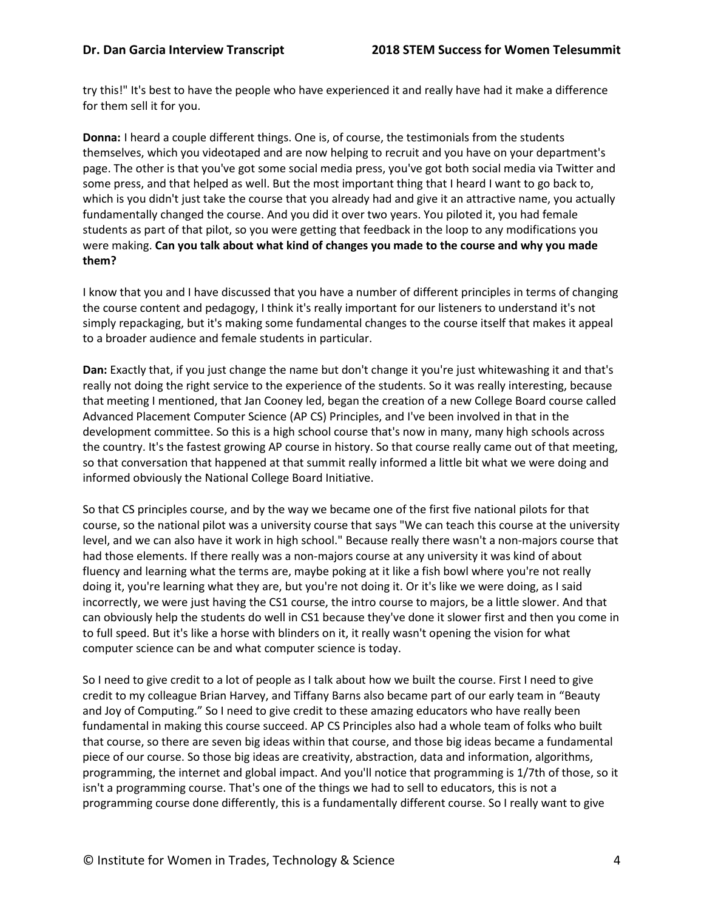try this!" It's best to have the people who have experienced it and really have had it make a difference for them sell it for you.

**Donna:** I heard a couple different things. One is, of course, the testimonials from the students themselves, which you videotaped and are now helping to recruit and you have on your department's page. The other is that you've got some social media press, you've got both social media via Twitter and some press, and that helped as well. But the most important thing that I heard I want to go back to, which is you didn't just take the course that you already had and give it an attractive name, you actually fundamentally changed the course. And you did it over two years. You piloted it, you had female students as part of that pilot, so you were getting that feedback in the loop to any modifications you were making. **Can you talk about what kind of changes you made to the course and why you made them?**

I know that you and I have discussed that you have a number of different principles in terms of changing the course content and pedagogy, I think it's really important for our listeners to understand it's not simply repackaging, but it's making some fundamental changes to the course itself that makes it appeal to a broader audience and female students in particular.

**Dan:** Exactly that, if you just change the name but don't change it you're just whitewashing it and that's really not doing the right service to the experience of the students. So it was really interesting, because that meeting I mentioned, that Jan Cooney led, began the creation of a new College Board course called Advanced Placement Computer Science (AP CS) Principles, and I've been involved in that in the development committee. So this is a high school course that's now in many, many high schools across the country. It's the fastest growing AP course in history. So that course really came out of that meeting, so that conversation that happened at that summit really informed a little bit what we were doing and informed obviously the National College Board Initiative.

So that CS principles course, and by the way we became one of the first five national pilots for that course, so the national pilot was a university course that says "We can teach this course at the university level, and we can also have it work in high school." Because really there wasn't a non-majors course that had those elements. If there really was a non-majors course at any university it was kind of about fluency and learning what the terms are, maybe poking at it like a fish bowl where you're not really doing it, you're learning what they are, but you're not doing it. Or it's like we were doing, as I said incorrectly, we were just having the CS1 course, the intro course to majors, be a little slower. And that can obviously help the students do well in CS1 because they've done it slower first and then you come in to full speed. But it's like a horse with blinders on it, it really wasn't opening the vision for what computer science can be and what computer science is today.

So I need to give credit to a lot of people as I talk about how we built the course. First I need to give credit to my colleague Brian Harvey, and Tiffany Barns also became part of our early team in "Beauty and Joy of Computing." So I need to give credit to these amazing educators who have really been fundamental in making this course succeed. AP CS Principles also had a whole team of folks who built that course, so there are seven big ideas within that course, and those big ideas became a fundamental piece of our course. So those big ideas are creativity, abstraction, data and information, algorithms, programming, the internet and global impact. And you'll notice that programming is 1/7th of those, so it isn't a programming course. That's one of the things we had to sell to educators, this is not a programming course done differently, this is a fundamentally different course. So I really want to give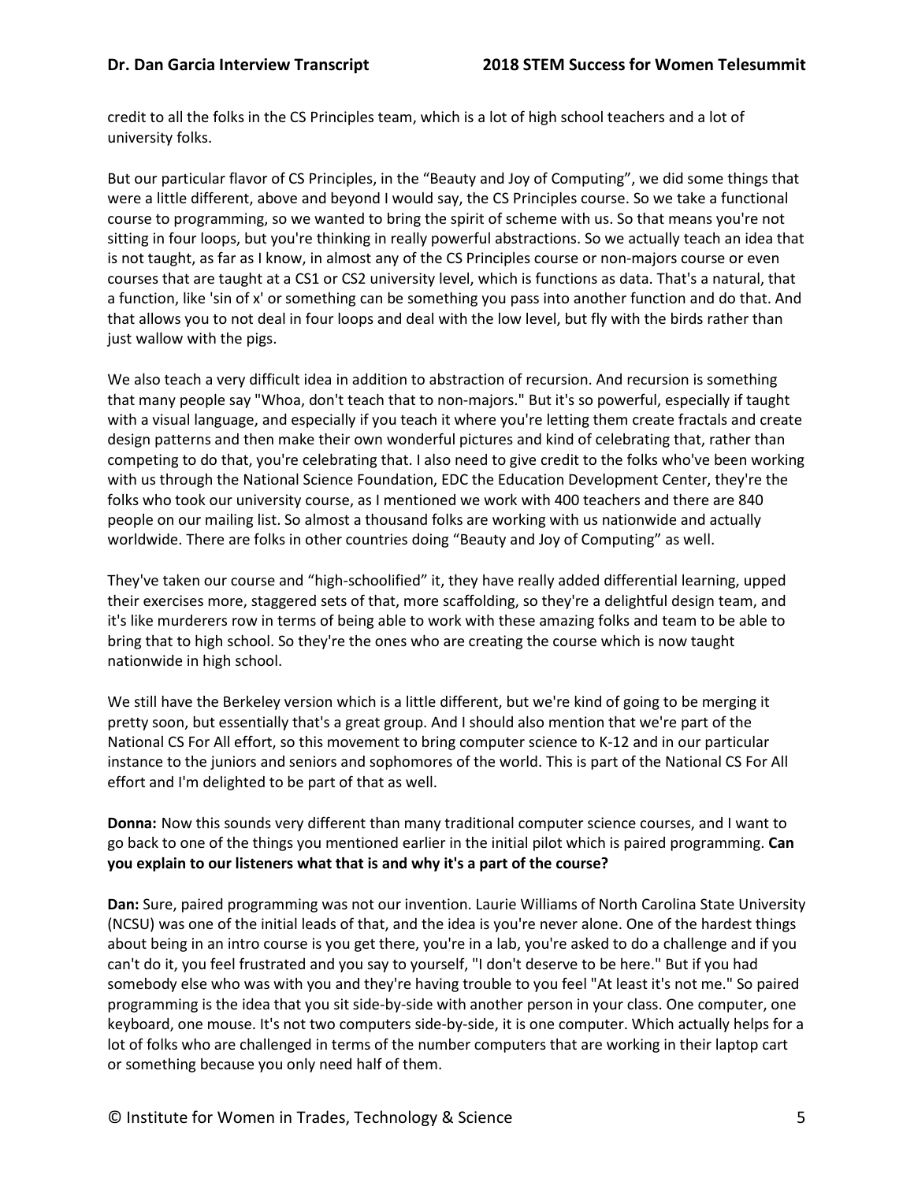credit to all the folks in the CS Principles team, which is a lot of high school teachers and a lot of university folks.

But our particular flavor of CS Principles, in the "Beauty and Joy of Computing", we did some things that were a little different, above and beyond I would say, the CS Principles course. So we take a functional course to programming, so we wanted to bring the spirit of scheme with us. So that means you're not sitting in four loops, but you're thinking in really powerful abstractions. So we actually teach an idea that is not taught, as far as I know, in almost any of the CS Principles course or non-majors course or even courses that are taught at a CS1 or CS2 university level, which is functions as data. That's a natural, that a function, like 'sin of x' or something can be something you pass into another function and do that. And that allows you to not deal in four loops and deal with the low level, but fly with the birds rather than just wallow with the pigs.

We also teach a very difficult idea in addition to abstraction of recursion. And recursion is something that many people say "Whoa, don't teach that to non-majors." But it's so powerful, especially if taught with a visual language, and especially if you teach it where you're letting them create fractals and create design patterns and then make their own wonderful pictures and kind of celebrating that, rather than competing to do that, you're celebrating that. I also need to give credit to the folks who've been working with us through the National Science Foundation, EDC the Education Development Center, they're the folks who took our university course, as I mentioned we work with 400 teachers and there are 840 people on our mailing list. So almost a thousand folks are working with us nationwide and actually worldwide. There are folks in other countries doing "Beauty and Joy of Computing" as well.

They've taken our course and "high-schoolified" it, they have really added differential learning, upped their exercises more, staggered sets of that, more scaffolding, so they're a delightful design team, and it's like murderers row in terms of being able to work with these amazing folks and team to be able to bring that to high school. So they're the ones who are creating the course which is now taught nationwide in high school.

We still have the Berkeley version which is a little different, but we're kind of going to be merging it pretty soon, but essentially that's a great group. And I should also mention that we're part of the National CS For All effort, so this movement to bring computer science to K-12 and in our particular instance to the juniors and seniors and sophomores of the world. This is part of the National CS For All effort and I'm delighted to be part of that as well.

**Donna:** Now this sounds very different than many traditional computer science courses, and I want to go back to one of the things you mentioned earlier in the initial pilot which is paired programming. **Can you explain to our listeners what that is and why it's a part of the course?**

**Dan:** Sure, paired programming was not our invention. Laurie Williams of North Carolina State University (NCSU) was one of the initial leads of that, and the idea is you're never alone. One of the hardest things about being in an intro course is you get there, you're in a lab, you're asked to do a challenge and if you can't do it, you feel frustrated and you say to yourself, "I don't deserve to be here." But if you had somebody else who was with you and they're having trouble to you feel "At least it's not me." So paired programming is the idea that you sit side-by-side with another person in your class. One computer, one keyboard, one mouse. It's not two computers side-by-side, it is one computer. Which actually helps for a lot of folks who are challenged in terms of the number computers that are working in their laptop cart or something because you only need half of them.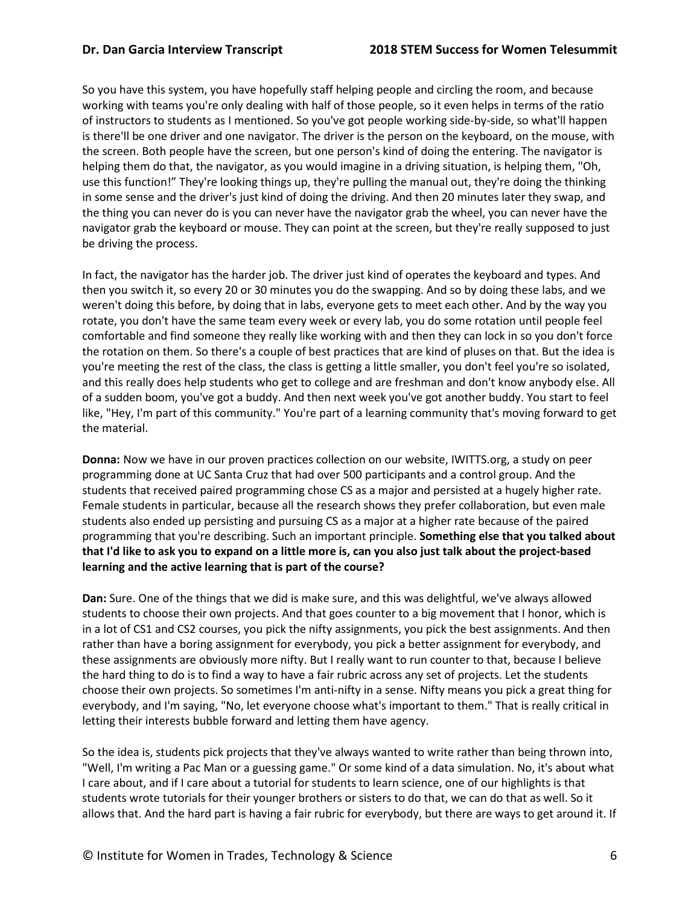So you have this system, you have hopefully staff helping people and circling the room, and because working with teams you're only dealing with half of those people, so it even helps in terms of the ratio of instructors to students as I mentioned. So you've got people working side-by-side, so what'll happen is there'll be one driver and one navigator. The driver is the person on the keyboard, on the mouse, with the screen. Both people have the screen, but one person's kind of doing the entering. The navigator is helping them do that, the navigator, as you would imagine in a driving situation, is helping them, "Oh, use this function!" They're looking things up, they're pulling the manual out, they're doing the thinking in some sense and the driver's just kind of doing the driving. And then 20 minutes later they swap, and the thing you can never do is you can never have the navigator grab the wheel, you can never have the navigator grab the keyboard or mouse. They can point at the screen, but they're really supposed to just be driving the process.

In fact, the navigator has the harder job. The driver just kind of operates the keyboard and types. And then you switch it, so every 20 or 30 minutes you do the swapping. And so by doing these labs, and we weren't doing this before, by doing that in labs, everyone gets to meet each other. And by the way you rotate, you don't have the same team every week or every lab, you do some rotation until people feel comfortable and find someone they really like working with and then they can lock in so you don't force the rotation on them. So there's a couple of best practices that are kind of pluses on that. But the idea is you're meeting the rest of the class, the class is getting a little smaller, you don't feel you're so isolated, and this really does help students who get to college and are freshman and don't know anybody else. All of a sudden boom, you've got a buddy. And then next week you've got another buddy. You start to feel like, "Hey, I'm part of this community." You're part of a learning community that's moving forward to get the material.

**Donna:** Now we have in our proven practices collection on our website, IWITTS.org, a study on peer programming done at UC Santa Cruz that had over 500 participants and a control group. And the students that received paired programming chose CS as a major and persisted at a hugely higher rate. Female students in particular, because all the research shows they prefer collaboration, but even male students also ended up persisting and pursuing CS as a major at a higher rate because of the paired programming that you're describing. Such an important principle. **Something else that you talked about that I'd like to ask you to expand on a little more is, can you also just talk about the project-based learning and the active learning that is part of the course?**

**Dan:** Sure. One of the things that we did is make sure, and this was delightful, we've always allowed students to choose their own projects. And that goes counter to a big movement that I honor, which is in a lot of CS1 and CS2 courses, you pick the nifty assignments, you pick the best assignments. And then rather than have a boring assignment for everybody, you pick a better assignment for everybody, and these assignments are obviously more nifty. But I really want to run counter to that, because I believe the hard thing to do is to find a way to have a fair rubric across any set of projects. Let the students choose their own projects. So sometimes I'm anti-nifty in a sense. Nifty means you pick a great thing for everybody, and I'm saying, "No, let everyone choose what's important to them." That is really critical in letting their interests bubble forward and letting them have agency.

So the idea is, students pick projects that they've always wanted to write rather than being thrown into, "Well, I'm writing a Pac Man or a guessing game." Or some kind of a data simulation. No, it's about what I care about, and if I care about a tutorial for students to learn science, one of our highlights is that students wrote tutorials for their younger brothers or sisters to do that, we can do that as well. So it allows that. And the hard part is having a fair rubric for everybody, but there are ways to get around it. If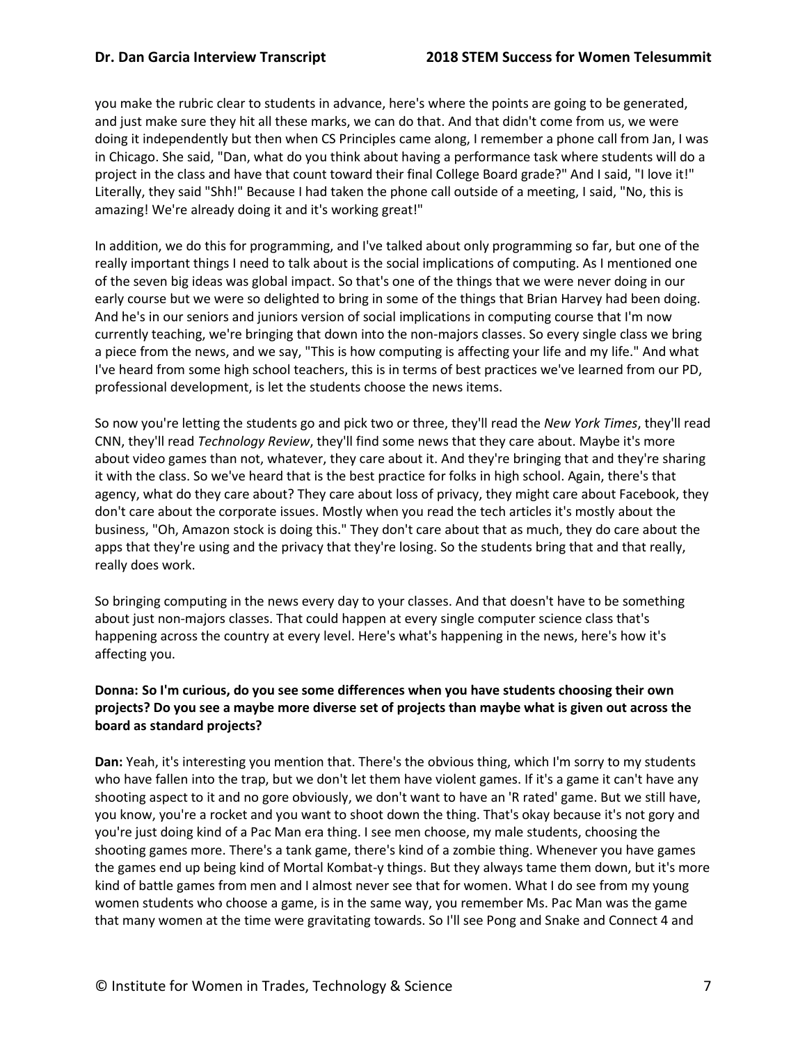you make the rubric clear to students in advance, here's where the points are going to be generated, and just make sure they hit all these marks, we can do that. And that didn't come from us, we were doing it independently but then when CS Principles came along, I remember a phone call from Jan, I was in Chicago. She said, "Dan, what do you think about having a performance task where students will do a project in the class and have that count toward their final College Board grade?" And I said, "I love it!" Literally, they said "Shh!" Because I had taken the phone call outside of a meeting, I said, "No, this is amazing! We're already doing it and it's working great!"

In addition, we do this for programming, and I've talked about only programming so far, but one of the really important things I need to talk about is the social implications of computing. As I mentioned one of the seven big ideas was global impact. So that's one of the things that we were never doing in our early course but we were so delighted to bring in some of the things that Brian Harvey had been doing. And he's in our seniors and juniors version of social implications in computing course that I'm now currently teaching, we're bringing that down into the non-majors classes. So every single class we bring a piece from the news, and we say, "This is how computing is affecting your life and my life." And what I've heard from some high school teachers, this is in terms of best practices we've learned from our PD, professional development, is let the students choose the news items.

So now you're letting the students go and pick two or three, they'll read the *New York Times*, they'll read CNN, they'll read *Technology Review*, they'll find some news that they care about. Maybe it's more about video games than not, whatever, they care about it. And they're bringing that and they're sharing it with the class. So we've heard that is the best practice for folks in high school. Again, there's that agency, what do they care about? They care about loss of privacy, they might care about Facebook, they don't care about the corporate issues. Mostly when you read the tech articles it's mostly about the business, "Oh, Amazon stock is doing this." They don't care about that as much, they do care about the apps that they're using and the privacy that they're losing. So the students bring that and that really, really does work.

So bringing computing in the news every day to your classes. And that doesn't have to be something about just non-majors classes. That could happen at every single computer science class that's happening across the country at every level. Here's what's happening in the news, here's how it's affecting you.

**Donna: So I'm curious, do you see some differences when you have students choosing their own projects? Do you see a maybe more diverse set of projects than maybe what is given out across the board as standard projects?**

**Dan:** Yeah, it's interesting you mention that. There's the obvious thing, which I'm sorry to my students who have fallen into the trap, but we don't let them have violent games. If it's a game it can't have any shooting aspect to it and no gore obviously, we don't want to have an 'R rated' game. But we still have, you know, you're a rocket and you want to shoot down the thing. That's okay because it's not gory and you're just doing kind of a Pac Man era thing. I see men choose, my male students, choosing the shooting games more. There's a tank game, there's kind of a zombie thing. Whenever you have games the games end up being kind of Mortal Kombat-y things. But they always tame them down, but it's more kind of battle games from men and I almost never see that for women. What I do see from my young women students who choose a game, is in the same way, you remember Ms. Pac Man was the game that many women at the time were gravitating towards. So I'll see Pong and Snake and Connect 4 and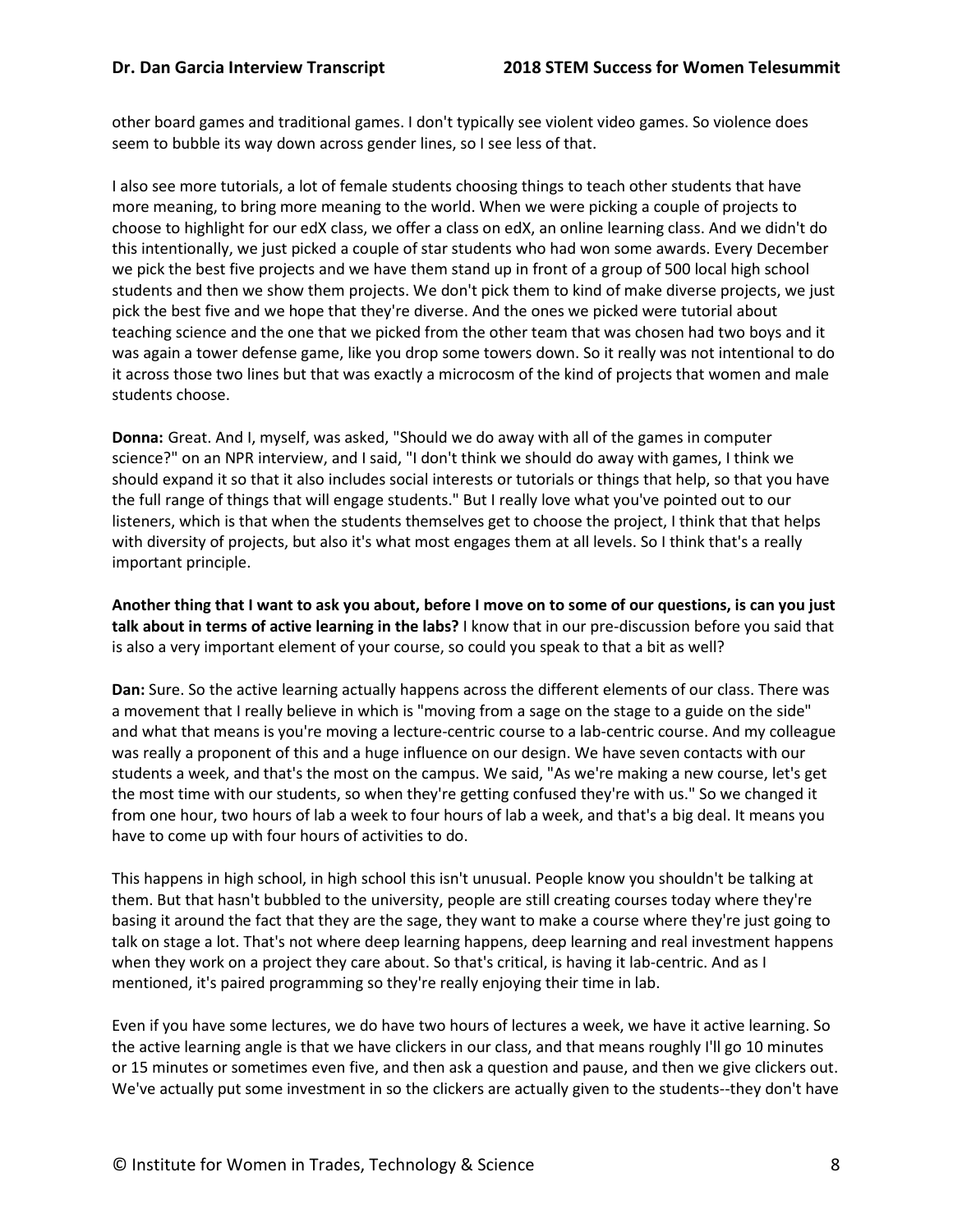other board games and traditional games. I don't typically see violent video games. So violence does seem to bubble its way down across gender lines, so I see less of that.

I also see more tutorials, a lot of female students choosing things to teach other students that have more meaning, to bring more meaning to the world. When we were picking a couple of projects to choose to highlight for our edX class, we offer a class on edX, an online learning class. And we didn't do this intentionally, we just picked a couple of star students who had won some awards. Every December we pick the best five projects and we have them stand up in front of a group of 500 local high school students and then we show them projects. We don't pick them to kind of make diverse projects, we just pick the best five and we hope that they're diverse. And the ones we picked were tutorial about teaching science and the one that we picked from the other team that was chosen had two boys and it was again a tower defense game, like you drop some towers down. So it really was not intentional to do it across those two lines but that was exactly a microcosm of the kind of projects that women and male students choose.

**Donna:** Great. And I, myself, was asked, "Should we do away with all of the games in computer science?" on an NPR interview, and I said, "I don't think we should do away with games, I think we should expand it so that it also includes social interests or tutorials or things that help, so that you have the full range of things that will engage students." But I really love what you've pointed out to our listeners, which is that when the students themselves get to choose the project, I think that that helps with diversity of projects, but also it's what most engages them at all levels. So I think that's a really important principle.

**Another thing that I want to ask you about, before I move on to some of our questions, is can you just talk about in terms of active learning in the labs?** I know that in our pre-discussion before you said that is also a very important element of your course, so could you speak to that a bit as well?

**Dan:** Sure. So the active learning actually happens across the different elements of our class. There was a movement that I really believe in which is "moving from a sage on the stage to a guide on the side" and what that means is you're moving a lecture-centric course to a lab-centric course. And my colleague was really a proponent of this and a huge influence on our design. We have seven contacts with our students a week, and that's the most on the campus. We said, "As we're making a new course, let's get the most time with our students, so when they're getting confused they're with us." So we changed it from one hour, two hours of lab a week to four hours of lab a week, and that's a big deal. It means you have to come up with four hours of activities to do.

This happens in high school, in high school this isn't unusual. People know you shouldn't be talking at them. But that hasn't bubbled to the university, people are still creating courses today where they're basing it around the fact that they are the sage, they want to make a course where they're just going to talk on stage a lot. That's not where deep learning happens, deep learning and real investment happens when they work on a project they care about. So that's critical, is having it lab-centric. And as I mentioned, it's paired programming so they're really enjoying their time in lab.

Even if you have some lectures, we do have two hours of lectures a week, we have it active learning. So the active learning angle is that we have clickers in our class, and that means roughly I'll go 10 minutes or 15 minutes or sometimes even five, and then ask a question and pause, and then we give clickers out. We've actually put some investment in so the clickers are actually given to the students--they don't have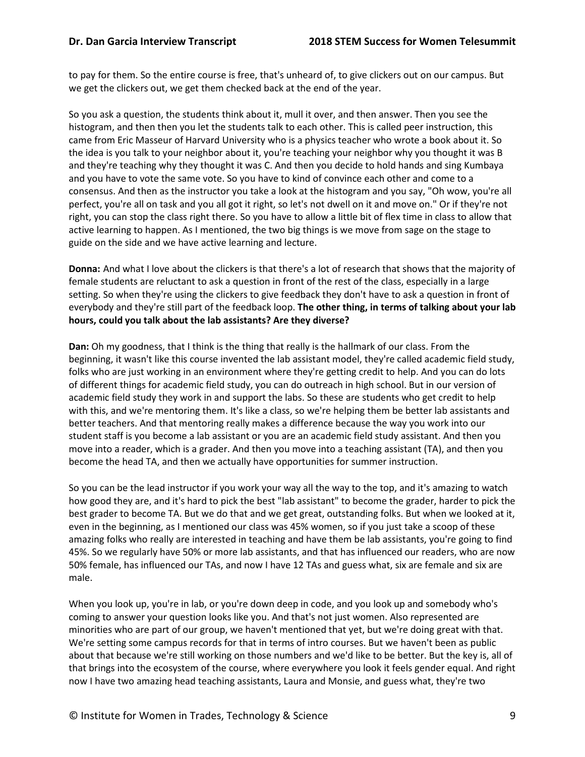to pay for them. So the entire course is free, that's unheard of, to give clickers out on our campus. But we get the clickers out, we get them checked back at the end of the year.

So you ask a question, the students think about it, mull it over, and then answer. Then you see the histogram, and then then you let the students talk to each other. This is called peer instruction, this came from Eric Masseur of Harvard University who is a physics teacher who wrote a book about it. So the idea is you talk to your neighbor about it, you're teaching your neighbor why you thought it was B and they're teaching why they thought it was C. And then you decide to hold hands and sing Kumbaya and you have to vote the same vote. So you have to kind of convince each other and come to a consensus. And then as the instructor you take a look at the histogram and you say, "Oh wow, you're all perfect, you're all on task and you all got it right, so let's not dwell on it and move on." Or if they're not right, you can stop the class right there. So you have to allow a little bit of flex time in class to allow that active learning to happen. As I mentioned, the two big things is we move from sage on the stage to guide on the side and we have active learning and lecture.

**Donna:** And what I love about the clickers is that there's a lot of research that shows that the majority of female students are reluctant to ask a question in front of the rest of the class, especially in a large setting. So when they're using the clickers to give feedback they don't have to ask a question in front of everybody and they're still part of the feedback loop. **The other thing, in terms of talking about your lab hours, could you talk about the lab assistants? Are they diverse?**

**Dan:** Oh my goodness, that I think is the thing that really is the hallmark of our class. From the beginning, it wasn't like this course invented the lab assistant model, they're called academic field study, folks who are just working in an environment where they're getting credit to help. And you can do lots of different things for academic field study, you can do outreach in high school. But in our version of academic field study they work in and support the labs. So these are students who get credit to help with this, and we're mentoring them. It's like a class, so we're helping them be better lab assistants and better teachers. And that mentoring really makes a difference because the way you work into our student staff is you become a lab assistant or you are an academic field study assistant. And then you move into a reader, which is a grader. And then you move into a teaching assistant (TA), and then you become the head TA, and then we actually have opportunities for summer instruction.

So you can be the lead instructor if you work your way all the way to the top, and it's amazing to watch how good they are, and it's hard to pick the best "lab assistant" to become the grader, harder to pick the best grader to become TA. But we do that and we get great, outstanding folks. But when we looked at it, even in the beginning, as I mentioned our class was 45% women, so if you just take a scoop of these amazing folks who really are interested in teaching and have them be lab assistants, you're going to find 45%. So we regularly have 50% or more lab assistants, and that has influenced our readers, who are now 50% female, has influenced our TAs, and now I have 12 TAs and guess what, six are female and six are male.

When you look up, you're in lab, or you're down deep in code, and you look up and somebody who's coming to answer your question looks like you. And that's not just women. Also represented are minorities who are part of our group, we haven't mentioned that yet, but we're doing great with that. We're setting some campus records for that in terms of intro courses. But we haven't been as public about that because we're still working on those numbers and we'd like to be better. But the key is, all of that brings into the ecosystem of the course, where everywhere you look it feels gender equal. And right now I have two amazing head teaching assistants, Laura and Monsie, and guess what, they're two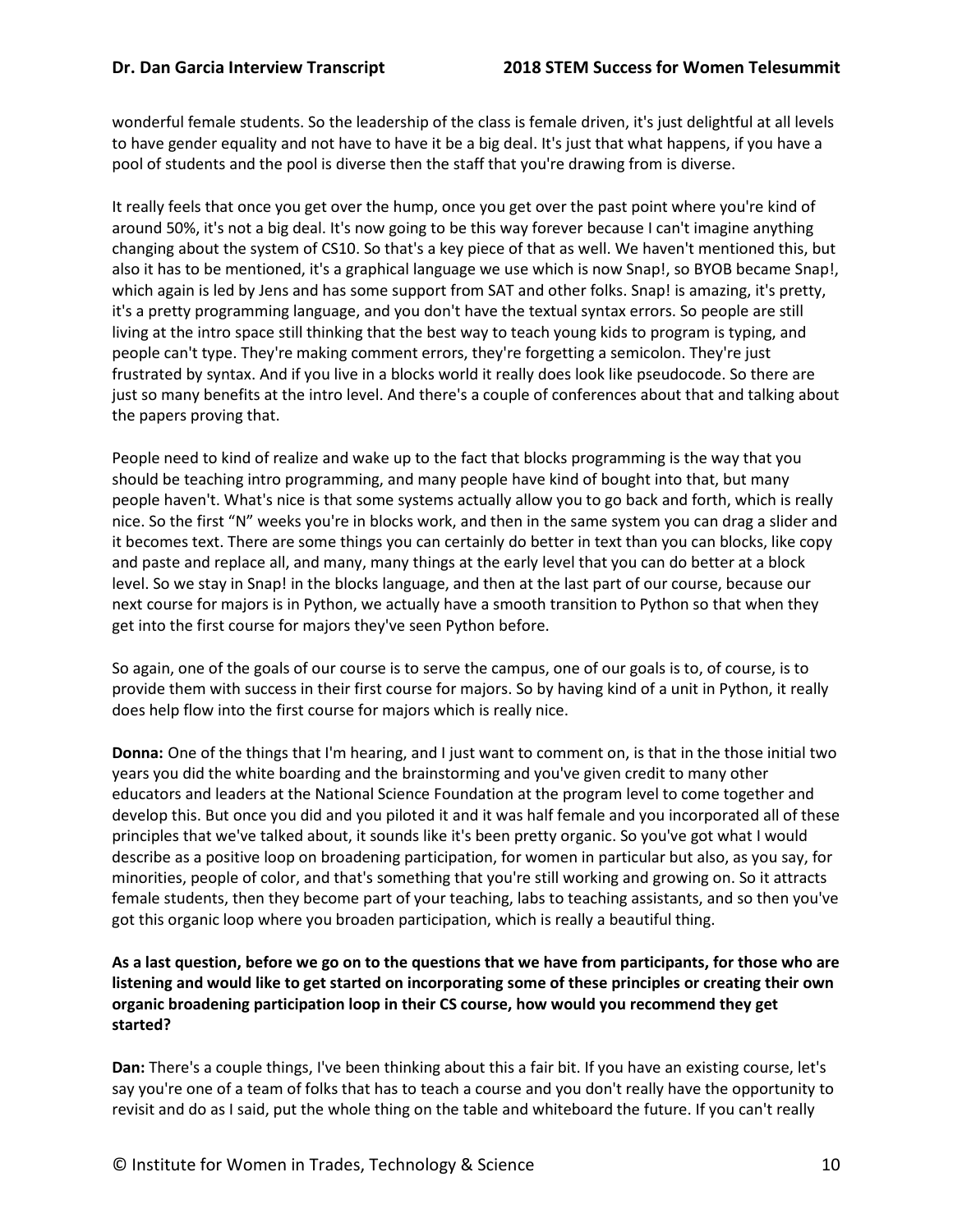wonderful female students. So the leadership of the class is female driven, it's just delightful at all levels to have gender equality and not have to have it be a big deal. It's just that what happens, if you have a pool of students and the pool is diverse then the staff that you're drawing from is diverse.

It really feels that once you get over the hump, once you get over the past point where you're kind of around 50%, it's not a big deal. It's now going to be this way forever because I can't imagine anything changing about the system of CS10. So that's a key piece of that as well. We haven't mentioned this, but also it has to be mentioned, it's a graphical language we use which is now Snap!, so BYOB became Snap!, which again is led by Jens and has some support from SAT and other folks. Snap! is amazing, it's pretty, it's a pretty programming language, and you don't have the textual syntax errors. So people are still living at the intro space still thinking that the best way to teach young kids to program is typing, and people can't type. They're making comment errors, they're forgetting a semicolon. They're just frustrated by syntax. And if you live in a blocks world it really does look like pseudocode. So there are just so many benefits at the intro level. And there's a couple of conferences about that and talking about the papers proving that.

People need to kind of realize and wake up to the fact that blocks programming is the way that you should be teaching intro programming, and many people have kind of bought into that, but many people haven't. What's nice is that some systems actually allow you to go back and forth, which is really nice. So the first "N" weeks you're in blocks work, and then in the same system you can drag a slider and it becomes text. There are some things you can certainly do better in text than you can blocks, like copy and paste and replace all, and many, many things at the early level that you can do better at a block level. So we stay in Snap! in the blocks language, and then at the last part of our course, because our next course for majors is in Python, we actually have a smooth transition to Python so that when they get into the first course for majors they've seen Python before.

So again, one of the goals of our course is to serve the campus, one of our goals is to, of course, is to provide them with success in their first course for majors. So by having kind of a unit in Python, it really does help flow into the first course for majors which is really nice.

**Donna:** One of the things that I'm hearing, and I just want to comment on, is that in the those initial two years you did the white boarding and the brainstorming and you've given credit to many other educators and leaders at the National Science Foundation at the program level to come together and develop this. But once you did and you piloted it and it was half female and you incorporated all of these principles that we've talked about, it sounds like it's been pretty organic. So you've got what I would describe as a positive loop on broadening participation, for women in particular but also, as you say, for minorities, people of color, and that's something that you're still working and growing on. So it attracts female students, then they become part of your teaching, labs to teaching assistants, and so then you've got this organic loop where you broaden participation, which is really a beautiful thing.

**As a last question, before we go on to the questions that we have from participants, for those who are listening and would like to get started on incorporating some of these principles or creating their own organic broadening participation loop in their CS course, how would you recommend they get started?**

**Dan:** There's a couple things, I've been thinking about this a fair bit. If you have an existing course, let's say you're one of a team of folks that has to teach a course and you don't really have the opportunity to revisit and do as I said, put the whole thing on the table and whiteboard the future. If you can't really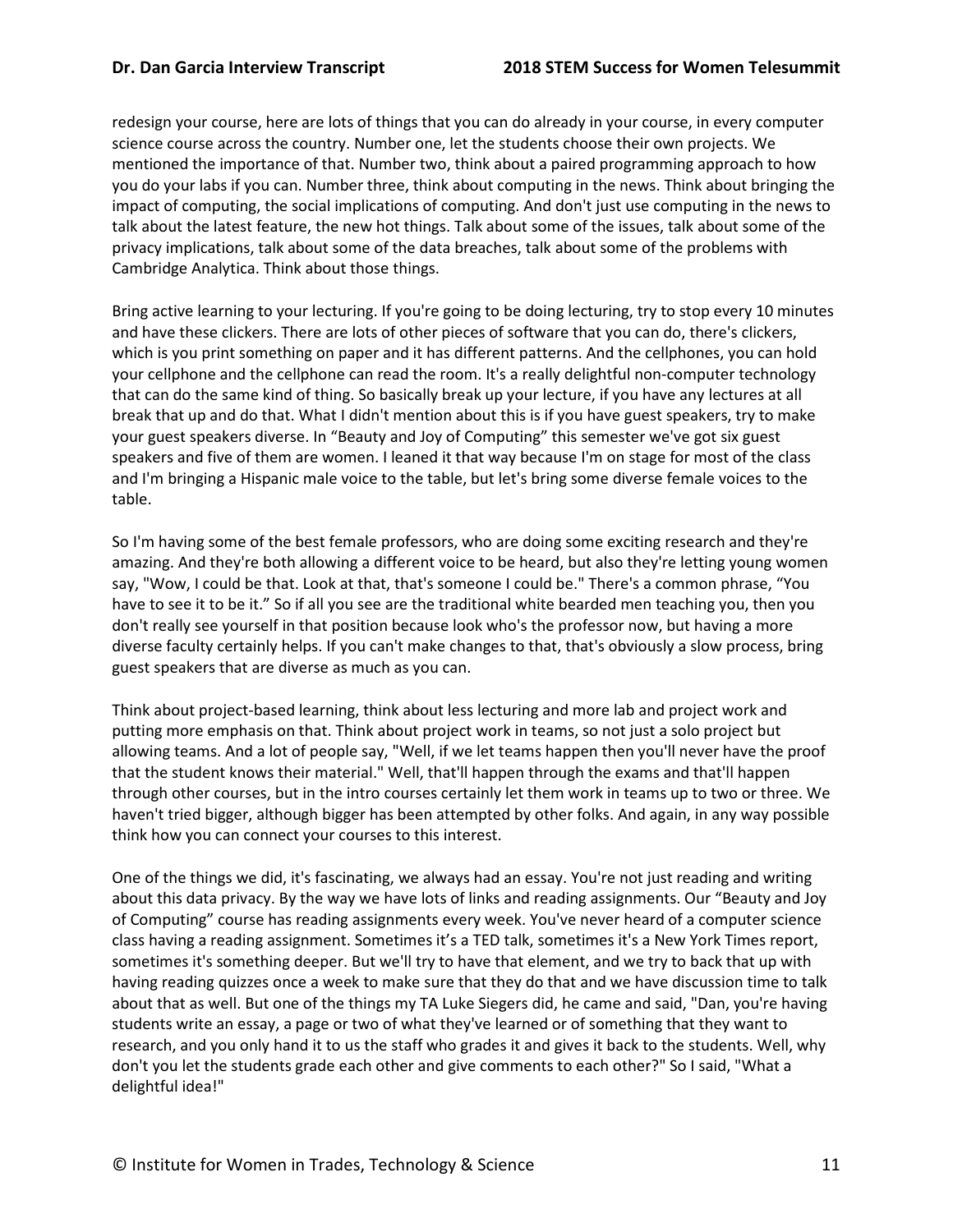redesign your course, here are lots of things that you can do already in your course, in every computer science course across the country. Number one, let the students choose their own projects. We mentioned the importance of that. Number two, think about a paired programming approach to how you do your labs if you can. Number three, think about computing in the news. Think about bringing the impact of computing, the social implications of computing. And don't just use computing in the news to talk about the latest feature, the new hot things. Talk about some of the issues, talk about some of the privacy implications, talk about some of the data breaches, talk about some of the problems with Cambridge Analytica. Think about those things.

Bring active learning to your lecturing. If you're going to be doing lecturing, try to stop every 10 minutes and have these clickers. There are lots of other pieces of software that you can do, there's clickers, which is you print something on paper and it has different patterns. And the cellphones, you can hold your cellphone and the cellphone can read the room. It's a really delightful non-computer technology that can do the same kind of thing. So basically break up your lecture, if you have any lectures at all break that up and do that. What I didn't mention about this is if you have guest speakers, try to make your guest speakers diverse. In "Beauty and Joy of Computing" this semester we've got six guest speakers and five of them are women. I leaned it that way because I'm on stage for most of the class and I'm bringing a Hispanic male voice to the table, but let's bring some diverse female voices to the table.

So I'm having some of the best female professors, who are doing some exciting research and they're amazing. And they're both allowing a different voice to be heard, but also they're letting young women say, "Wow, I could be that. Look at that, that's someone I could be." There's a common phrase, "You have to see it to be it." So if all you see are the traditional white bearded men teaching you, then you don't really see yourself in that position because look who's the professor now, but having a more diverse faculty certainly helps. If you can't make changes to that, that's obviously a slow process, bring guest speakers that are diverse as much as you can.

Think about project-based learning, think about less lecturing and more lab and project work and putting more emphasis on that. Think about project work in teams, so not just a solo project but allowing teams. And a lot of people say, "Well, if we let teams happen then you'll never have the proof that the student knows their material." Well, that'll happen through the exams and that'll happen through other courses, but in the intro courses certainly let them work in teams up to two or three. We haven't tried bigger, although bigger has been attempted by other folks. And again, in any way possible think how you can connect your courses to this interest.

One of the things we did, it's fascinating, we always had an essay. You're not just reading and writing about this data privacy. By the way we have lots of links and reading assignments. Our "Beauty and Joy of Computing" course has reading assignments every week. You've never heard of a computer science class having a reading assignment. Sometimes it's a TED talk, sometimes it's a New York Times report, sometimes it's something deeper. But we'll try to have that element, and we try to back that up with having reading quizzes once a week to make sure that they do that and we have discussion time to talk about that as well. But one of the things my TA Luke Siegers did, he came and said, "Dan, you're having students write an essay, a page or two of what they've learned or of something that they want to research, and you only hand it to us the staff who grades it and gives it back to the students. Well, why don't you let the students grade each other and give comments to each other?" So I said, "What a delightful idea!"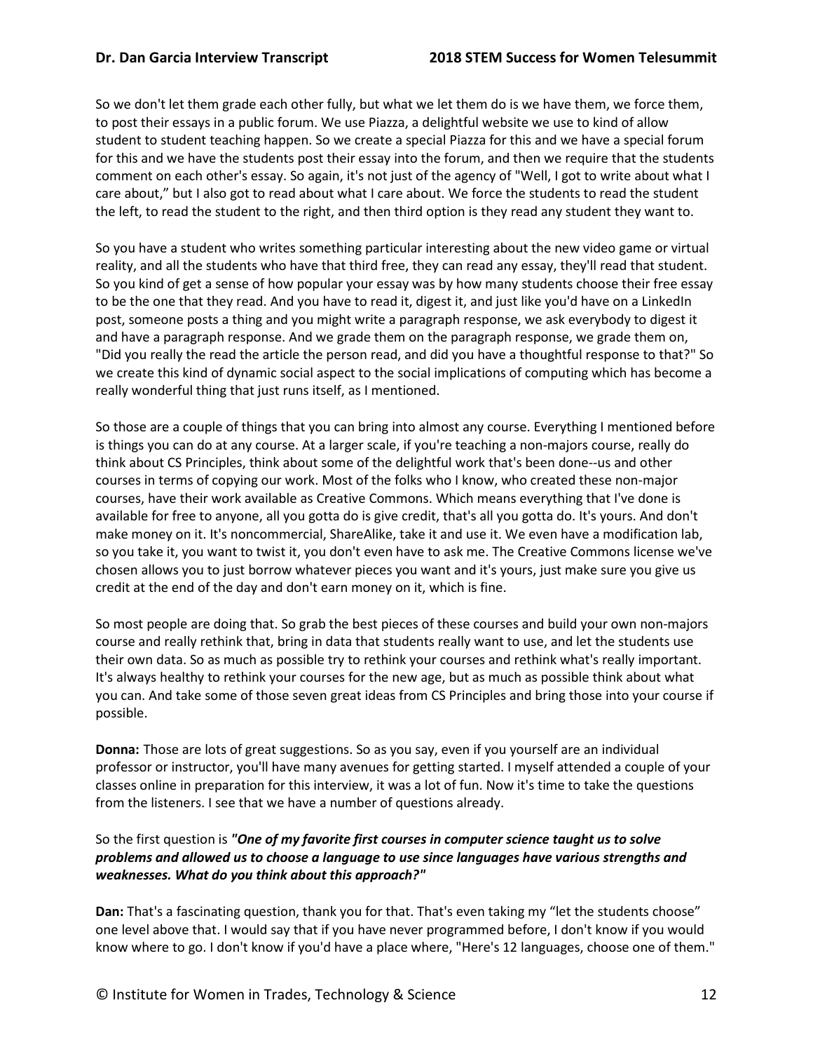So we don't let them grade each other fully, but what we let them do is we have them, we force them, to post their essays in a public forum. We use Piazza, a delightful website we use to kind of allow student to student teaching happen. So we create a special Piazza for this and we have a special forum for this and we have the students post their essay into the forum, and then we require that the students comment on each other's essay. So again, it's not just of the agency of "Well, I got to write about what I care about," but I also got to read about what I care about. We force the students to read the student the left, to read the student to the right, and then third option is they read any student they want to.

So you have a student who writes something particular interesting about the new video game or virtual reality, and all the students who have that third free, they can read any essay, they'll read that student. So you kind of get a sense of how popular your essay was by how many students choose their free essay to be the one that they read. And you have to read it, digest it, and just like you'd have on a LinkedIn post, someone posts a thing and you might write a paragraph response, we ask everybody to digest it and have a paragraph response. And we grade them on the paragraph response, we grade them on, "Did you really the read the article the person read, and did you have a thoughtful response to that?" So we create this kind of dynamic social aspect to the social implications of computing which has become a really wonderful thing that just runs itself, as I mentioned.

So those are a couple of things that you can bring into almost any course. Everything I mentioned before is things you can do at any course. At a larger scale, if you're teaching a non-majors course, really do think about CS Principles, think about some of the delightful work that's been done--us and other courses in terms of copying our work. Most of the folks who I know, who created these non-major courses, have their work available as Creative Commons. Which means everything that I've done is available for free to anyone, all you gotta do is give credit, that's all you gotta do. It's yours. And don't make money on it. It's noncommercial, ShareAlike, take it and use it. We even have a modification lab, so you take it, you want to twist it, you don't even have to ask me. The Creative Commons license we've chosen allows you to just borrow whatever pieces you want and it's yours, just make sure you give us credit at the end of the day and don't earn money on it, which is fine.

So most people are doing that. So grab the best pieces of these courses and build your own non-majors course and really rethink that, bring in data that students really want to use, and let the students use their own data. So as much as possible try to rethink your courses and rethink what's really important. It's always healthy to rethink your courses for the new age, but as much as possible think about what you can. And take some of those seven great ideas from CS Principles and bring those into your course if possible.

**Donna:** Those are lots of great suggestions. So as you say, even if you yourself are an individual professor or instructor, you'll have many avenues for getting started. I myself attended a couple of your classes online in preparation for this interview, it was a lot of fun. Now it's time to take the questions from the listeners. I see that we have a number of questions already.

So the first question is ***"One of my favorite first courses in computer science taught us to solve problems and allowed us to choose a language to use since languages have various strengths and weaknesses. What do you think about this approach?"***

**Dan:** That's a fascinating question, thank you for that. That's even taking my "let the students choose" one level above that. I would say that if you have never programmed before, I don't know if you would know where to go. I don't know if you'd have a place where, "Here's 12 languages, choose one of them."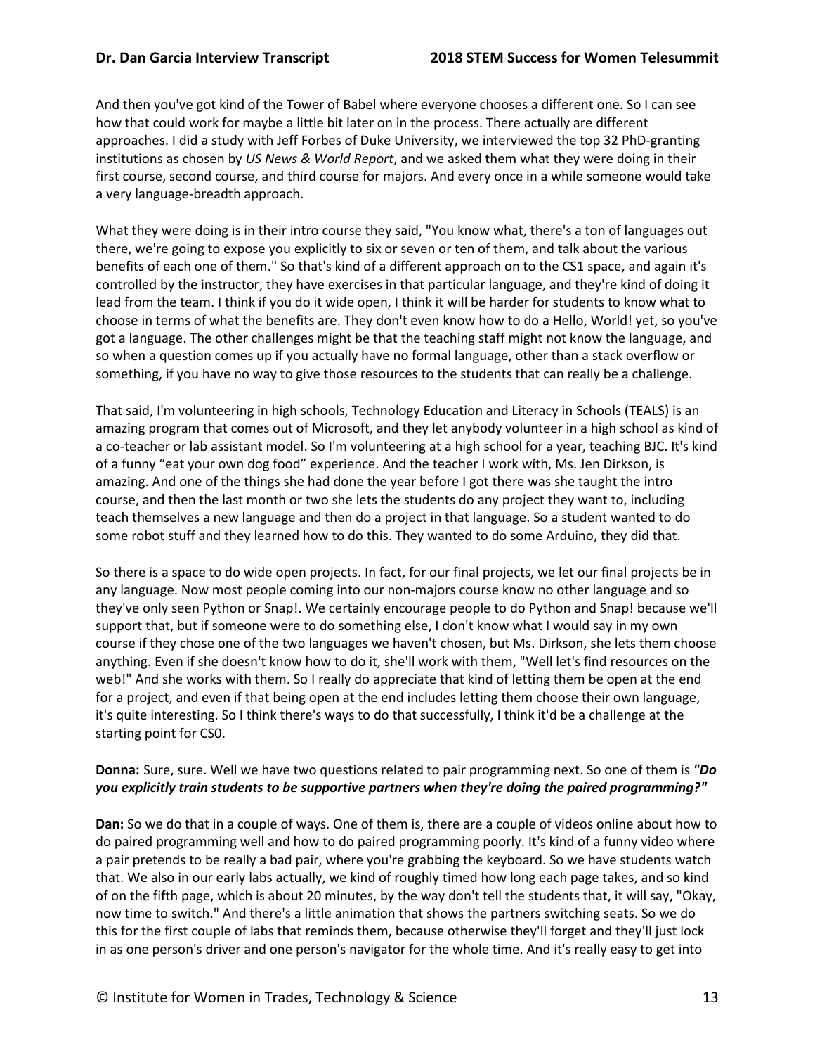And then you've got kind of the Tower of Babel where everyone chooses a different one. So I can see how that could work for maybe a little bit later on in the process. There actually are different approaches. I did a study with Jeff Forbes of Duke University, we interviewed the top 32 PhD-granting institutions as chosen by *US News & World Report*, and we asked them what they were doing in their first course, second course, and third course for majors. And every once in a while someone would take a very language-breadth approach.

What they were doing is in their intro course they said, "You know what, there's a ton of languages out there, we're going to expose you explicitly to six or seven or ten of them, and talk about the various benefits of each one of them." So that's kind of a different approach on to the CS1 space, and again it's controlled by the instructor, they have exercises in that particular language, and they're kind of doing it lead from the team. I think if you do it wide open, I think it will be harder for students to know what to choose in terms of what the benefits are. They don't even know how to do a Hello, World! yet, so you've got a language. The other challenges might be that the teaching staff might not know the language, and so when a question comes up if you actually have no formal language, other than a stack overflow or something, if you have no way to give those resources to the students that can really be a challenge.

That said, I'm volunteering in high schools, Technology Education and Literacy in Schools (TEALS) is an amazing program that comes out of Microsoft, and they let anybody volunteer in a high school as kind of a co-teacher or lab assistant model. So I'm volunteering at a high school for a year, teaching BJC. It's kind of a funny "eat your own dog food" experience. And the teacher I work with, Ms. Jen Dirkson, is amazing. And one of the things she had done the year before I got there was she taught the intro course, and then the last month or two she lets the students do any project they want to, including teach themselves a new language and then do a project in that language. So a student wanted to do some robot stuff and they learned how to do this. They wanted to do some Arduino, they did that.

So there is a space to do wide open projects. In fact, for our final projects, we let our final projects be in any language. Now most people coming into our non-majors course know no other language and so they've only seen Python or Snap!. We certainly encourage people to do Python and Snap! because we'll support that, but if someone were to do something else, I don't know what I would say in my own course if they chose one of the two languages we haven't chosen, but Ms. Dirkson, she lets them choose anything. Even if she doesn't know how to do it, she'll work with them, "Well let's find resources on the web!" And she works with them. So I really do appreciate that kind of letting them be open at the end for a project, and even if that being open at the end includes letting them choose their own language, it's quite interesting. So I think there's ways to do that successfully, I think it'd be a challenge at the starting point for CS0.

**Donna:** Sure, sure. Well we have two questions related to pair programming next. So one of them is ***"Do you explicitly train students to be supportive partners when they're doing the paired programming?"***

**Dan:** So we do that in a couple of ways. One of them is, there are a couple of videos online about how to do paired programming well and how to do paired programming poorly. It's kind of a funny video where a pair pretends to be really a bad pair, where you're grabbing the keyboard. So we have students watch that. We also in our early labs actually, we kind of roughly timed how long each page takes, and so kind of on the fifth page, which is about 20 minutes, by the way don't tell the students that, it will say, "Okay, now time to switch." And there's a little animation that shows the partners switching seats. So we do this for the first couple of labs that reminds them, because otherwise they'll forget and they'll just lock in as one person's driver and one person's navigator for the whole time. And it's really easy to get into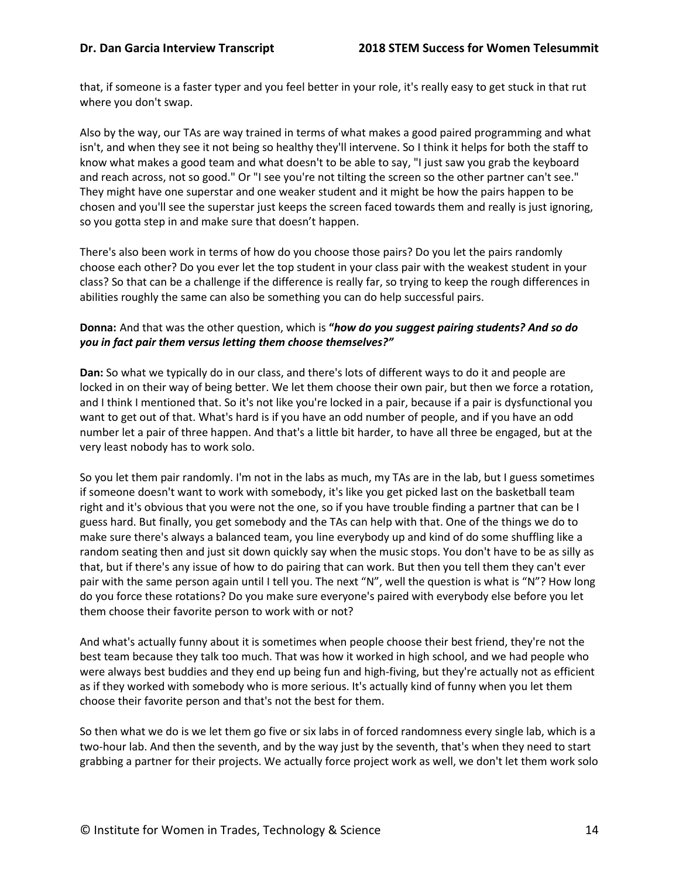that, if someone is a faster typer and you feel better in your role, it's really easy to get stuck in that rut where you don't swap.

Also by the way, our TAs are way trained in terms of what makes a good paired programming and what isn't, and when they see it not being so healthy they'll intervene. So I think it helps for both the staff to know what makes a good team and what doesn't to be able to say, "I just saw you grab the keyboard and reach across, not so good." Or "I see you're not tilting the screen so the other partner can't see." They might have one superstar and one weaker student and it might be how the pairs happen to be chosen and you'll see the superstar just keeps the screen faced towards them and really is just ignoring, so you gotta step in and make sure that doesn't happen.

There's also been work in terms of how do you choose those pairs? Do you let the pairs randomly choose each other? Do you ever let the top student in your class pair with the weakest student in your class? So that can be a challenge if the difference is really far, so trying to keep the rough differences in abilities roughly the same can also be something you can do help successful pairs.

**Donna:** And that was the other question, which is ***"how do you suggest pairing students? And so do you in fact pair them versus letting them choose themselves?"***

**Dan:** So what we typically do in our class, and there's lots of different ways to do it and people are locked in on their way of being better. We let them choose their own pair, but then we force a rotation, and I think I mentioned that. So it's not like you're locked in a pair, because if a pair is dysfunctional you want to get out of that. What's hard is if you have an odd number of people, and if you have an odd number let a pair of three happen. And that's a little bit harder, to have all three be engaged, but at the very least nobody has to work solo.

So you let them pair randomly. I'm not in the labs as much, my TAs are in the lab, but I guess sometimes if someone doesn't want to work with somebody, it's like you get picked last on the basketball team right and it's obvious that you were not the one, so if you have trouble finding a partner that can be I guess hard. But finally, you get somebody and the TAs can help with that. One of the things we do to make sure there's always a balanced team, you line everybody up and kind of do some shuffling like a random seating then and just sit down quickly say when the music stops. You don't have to be as silly as that, but if there's any issue of how to do pairing that can work. But then you tell them they can't ever pair with the same person again until I tell you. The next "N", well the question is what is "N"? How long do you force these rotations? Do you make sure everyone's paired with everybody else before you let them choose their favorite person to work with or not?

And what's actually funny about it is sometimes when people choose their best friend, they're not the best team because they talk too much. That was how it worked in high school, and we had people who were always best buddies and they end up being fun and high-fiving, but they're actually not as efficient as if they worked with somebody who is more serious. It's actually kind of funny when you let them choose their favorite person and that's not the best for them.

So then what we do is we let them go five or six labs in of forced randomness every single lab, which is a two-hour lab. And then the seventh, and by the way just by the seventh, that's when they need to start grabbing a partner for their projects. We actually force project work as well, we don't let them work solo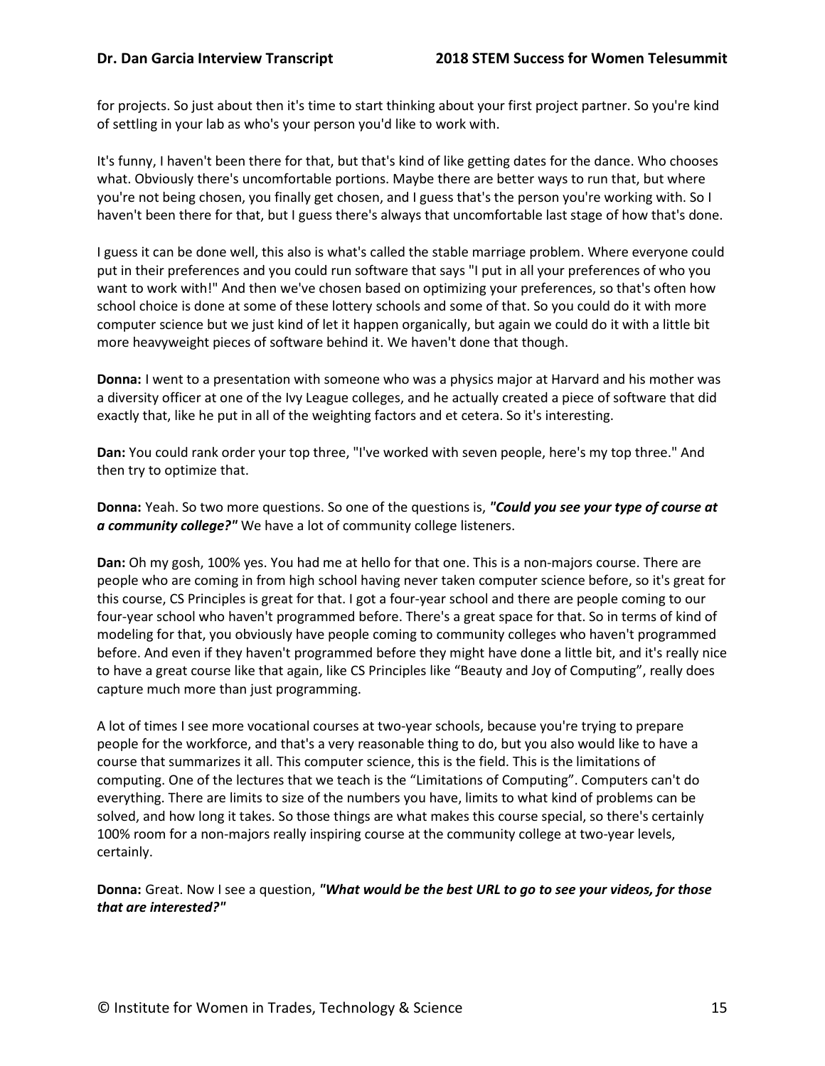for projects. So just about then it's time to start thinking about your first project partner. So you're kind of settling in your lab as who's your person you'd like to work with.

It's funny, I haven't been there for that, but that's kind of like getting dates for the dance. Who chooses what. Obviously there's uncomfortable portions. Maybe there are better ways to run that, but where you're not being chosen, you finally get chosen, and I guess that's the person you're working with. So I haven't been there for that, but I guess there's always that uncomfortable last stage of how that's done.

I guess it can be done well, this also is what's called the stable marriage problem. Where everyone could put in their preferences and you could run software that says "I put in all your preferences of who you want to work with!" And then we've chosen based on optimizing your preferences, so that's often how school choice is done at some of these lottery schools and some of that. So you could do it with more computer science but we just kind of let it happen organically, but again we could do it with a little bit more heavyweight pieces of software behind it. We haven't done that though.

**Donna:** I went to a presentation with someone who was a physics major at Harvard and his mother was a diversity officer at one of the Ivy League colleges, and he actually created a piece of software that did exactly that, like he put in all of the weighting factors and et cetera. So it's interesting.

**Dan:** You could rank order your top three, "I've worked with seven people, here's my top three." And then try to optimize that.

**Donna:** Yeah. So two more questions. So one of the questions is, ***"Could you see your type of course at a community college?"*** We have a lot of community college listeners.

**Dan:** Oh my gosh, 100% yes. You had me at hello for that one. This is a non-majors course. There are people who are coming in from high school having never taken computer science before, so it's great for this course, CS Principles is great for that. I got a four-year school and there are people coming to our four-year school who haven't programmed before. There's a great space for that. So in terms of kind of modeling for that, you obviously have people coming to community colleges who haven't programmed before. And even if they haven't programmed before they might have done a little bit, and it's really nice to have a great course like that again, like CS Principles like "Beauty and Joy of Computing", really does capture much more than just programming.

A lot of times I see more vocational courses at two-year schools, because you're trying to prepare people for the workforce, and that's a very reasonable thing to do, but you also would like to have a course that summarizes it all. This computer science, this is the field. This is the limitations of computing. One of the lectures that we teach is the "Limitations of Computing". Computers can't do everything. There are limits to size of the numbers you have, limits to what kind of problems can be solved, and how long it takes. So those things are what makes this course special, so there's certainly 100% room for a non-majors really inspiring course at the community college at two-year levels, certainly.

**Donna:** Great. Now I see a question, ***"What would be the best URL to go to see your videos, for those that are interested?"***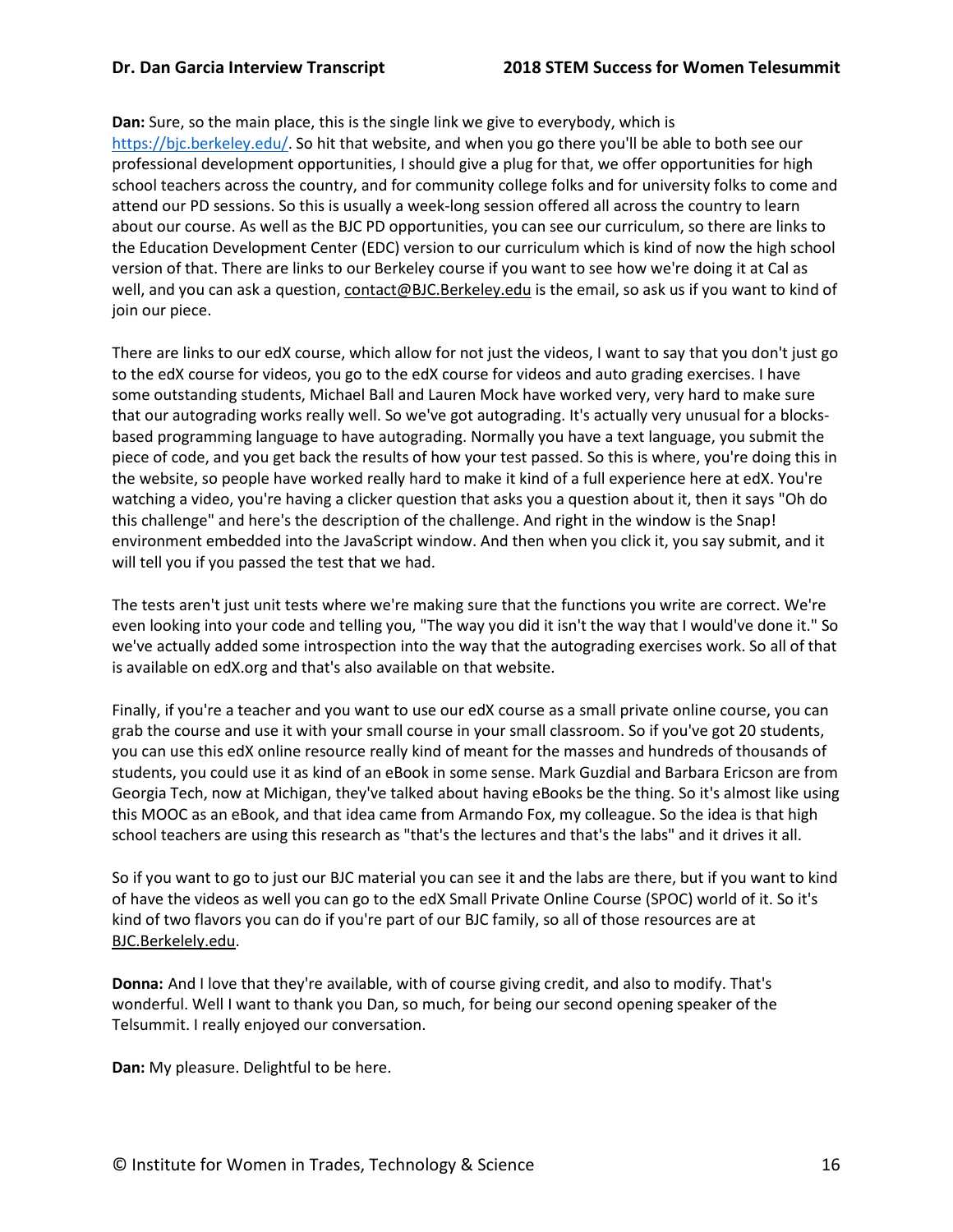**Dan:** Sure, so the main place, this is the single link we give to everybody, which is https://bjc.berkeley.edu/. So hit that website, and when you go there you'll be able to both see our professional development opportunities, I should give a plug for that, we offer opportunities for high school teachers across the country, and for community college folks and for university folks to come and attend our PD sessions. So this is usually a week-long session offered all across the country to learn about our course. As well as the BJC PD opportunities, you can see our curriculum, so there are links to the Education Development Center (EDC) version to our curriculum which is kind of now the high school version of that. There are links to our Berkeley course if you want to see how we're doing it at Cal as well, and you can ask a question, contact@BJC.Berkeley.edu is the email, so ask us if you want to kind of join our piece.

There are links to our edX course, which allow for not just the videos, I want to say that you don't just go to the edX course for videos, you go to the edX course for videos and auto grading exercises. I have some outstanding students, Michael Ball and Lauren Mock have worked very, very hard to make sure that our autograding works really well. So we've got autograding. It's actually very unusual for a blocks-based programming language to have autograding. Normally you have a text language, you submit the piece of code, and you get back the results of how your test passed. So this is where, you're doing this in the website, so people have worked really hard to make it kind of a full experience here at edX. You're watching a video, you're having a clicker question that asks you a question about it, then it says "Oh do this challenge" and here's the description of the challenge. And right in the window is the Snap! environment embedded into the JavaScript window. And then when you click it, you say submit, and it will tell you if you passed the test that we had.

The tests aren't just unit tests where we're making sure that the functions you write are correct. We're even looking into your code and telling you, "The way you did it isn't the way that I would've done it." So we've actually added some introspection into the way that the autograding exercises work. So all of that is available on edX.org and that's also available on that website.

Finally, if you're a teacher and you want to use our edX course as a small private online course, you can grab the course and use it with your small course in your small classroom. So if you've got 20 students, you can use this edX online resource really kind of meant for the masses and hundreds of thousands of students, you could use it as kind of an eBook in some sense. Mark Guzdial and Barbara Ericson are from Georgia Tech, now at Michigan, they've talked about having eBooks be the thing. So it's almost like using this MOOC as an eBook, and that idea came from Armando Fox, my colleague. So the idea is that high school teachers are using this research as "that's the lectures and that's the labs" and it drives it all.

So if you want to go to just our BJC material you can see it and the labs are there, but if you want to kind of have the videos as well you can go to the edX Small Private Online Course (SPOC) world of it. So it's kind of two flavors you can do if you're part of our BJC family, so all of those resources are at BJC.Berkelely.edu.

**Donna:** And I love that they're available, with of course giving credit, and also to modify. That's wonderful. Well I want to thank you Dan, so much, for being our second opening speaker of the Telsummit. I really enjoyed our conversation.

**Dan:** My pleasure. Delightful to be here.